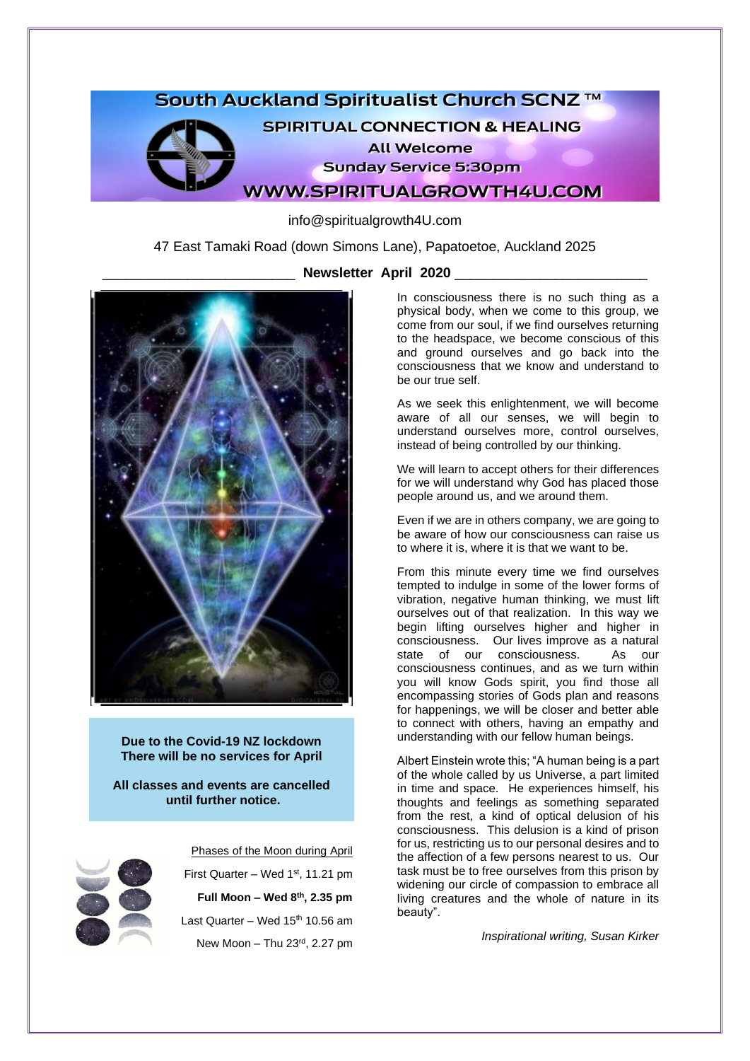# South Auckland Spiritualist Church SCNZ ™

## SPIRITUAL CONNECTION & HEALING

All Welcome

Sunday Service 5:30pm

WWW.SPIRITUALGROWTH4U.COM

info@spiritualgrowth4U.com

47 East Tamaki Road (down Simons Lane), Papatoetoe, Auckland 2025

## Newsletter April 2020

**Due to the Covid-19 NZ lockdown**
**There will be no services for April**

**All classes and events are cancelled until further notice.**

Phases of the Moon during April

First Quarter – Wed 1st, 11.21 pm

**Full Moon – Wed 8th, 2.35 pm**

Last Quarter – Wed 15th 10.56 am

New Moon – Thu 23rd, 2.27 pm

In consciousness there is no such thing as a physical body, when we come to this group, we come from our soul, if we find ourselves returning to the headspace, we become conscious of this and ground ourselves and go back into the consciousness that we know and understand to be our true self.

As we seek this enlightenment, we will become aware of all our senses, we will begin to understand ourselves more, control ourselves, instead of being controlled by our thinking.

We will learn to accept others for their differences for we will understand why God has placed those people around us, and we around them.

Even if we are in others company, we are going to be aware of how our consciousness can raise us to where it is, where it is that we want to be.

From this minute every time we find ourselves tempted to indulge in some of the lower forms of vibration, negative human thinking, we must lift ourselves out of that realization. In this way we begin lifting ourselves higher and higher in consciousness. Our lives improve as a natural state of our consciousness. As our consciousness continues, and as we turn within you will know Gods spirit, you find those all encompassing stories of Gods plan and reasons for happenings, we will be closer and better able to connect with others, having an empathy and understanding with our fellow human beings.

Albert Einstein wrote this; "A human being is a part of the whole called by us Universe, a part limited in time and space. He experiences himself, his thoughts and feelings as something separated from the rest, a kind of optical delusion of his consciousness. This delusion is a kind of prison for us, restricting us to our personal desires and to the affection of a few persons nearest to us. Our task must be to free ourselves from this prison by widening our circle of compassion to embrace all living creatures and the whole of nature in its beauty".

*Inspirational writing, Susan Kirker*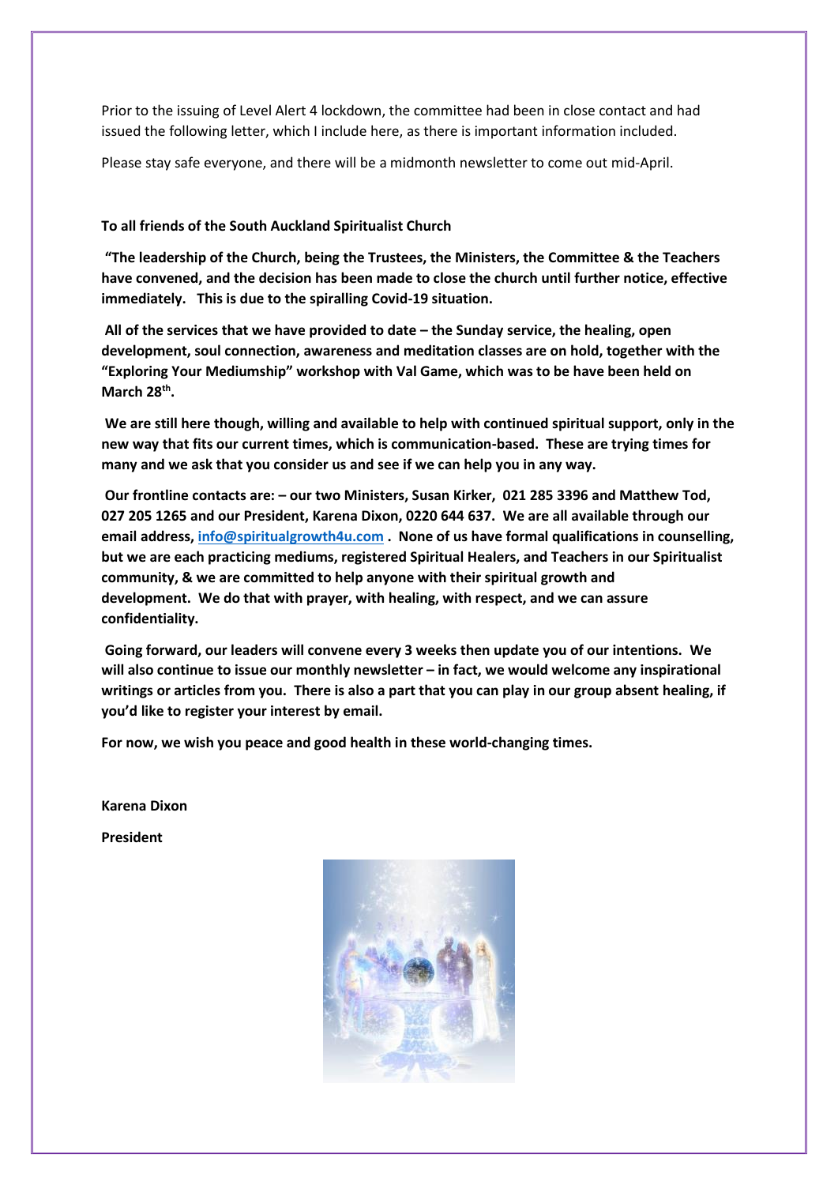Prior to the issuing of Level Alert 4 lockdown, the committee had been in close contact and had issued the following letter, which I include here, as there is important information included.

Please stay safe everyone, and there will be a midmonth newsletter to come out mid-April.

**To all friends of the South Auckland Spiritualist Church**

**"The leadership of the Church, being the Trustees, the Ministers, the Committee & the Teachers have convened, and the decision has been made to close the church until further notice, effective immediately. This is due to the spiralling Covid-19 situation.**

**All of the services that we have provided to date – the Sunday service, the healing, open development, soul connection, awareness and meditation classes are on hold, together with the "Exploring Your Mediumship" workshop with Val Game, which was to be have been held on March 28th.**

**We are still here though, willing and available to help with continued spiritual support, only in the new way that fits our current times, which is communication-based. These are trying times for many and we ask that you consider us and see if we can help you in any way.**

**Our frontline contacts are: – our two Ministers, Susan Kirker, 021 285 3396 and Matthew Tod, 027 205 1265 and our President, Karena Dixon, 0220 644 637. We are all available through our email address, info@spiritualgrowth4u.com . None of us have formal qualifications in counselling, but we are each practicing mediums, registered Spiritual Healers, and Teachers in our Spiritualist community, & we are committed to help anyone with their spiritual growth and development. We do that with prayer, with healing, with respect, and we can assure confidentiality.**

**Going forward, our leaders will convene every 3 weeks then update you of our intentions. We will also continue to issue our monthly newsletter – in fact, we would welcome any inspirational writings or articles from you. There is also a part that you can play in our group absent healing, if you'd like to register your interest by email.**

**For now, we wish you peace and good health in these world-changing times.**

**Karena Dixon**

**President**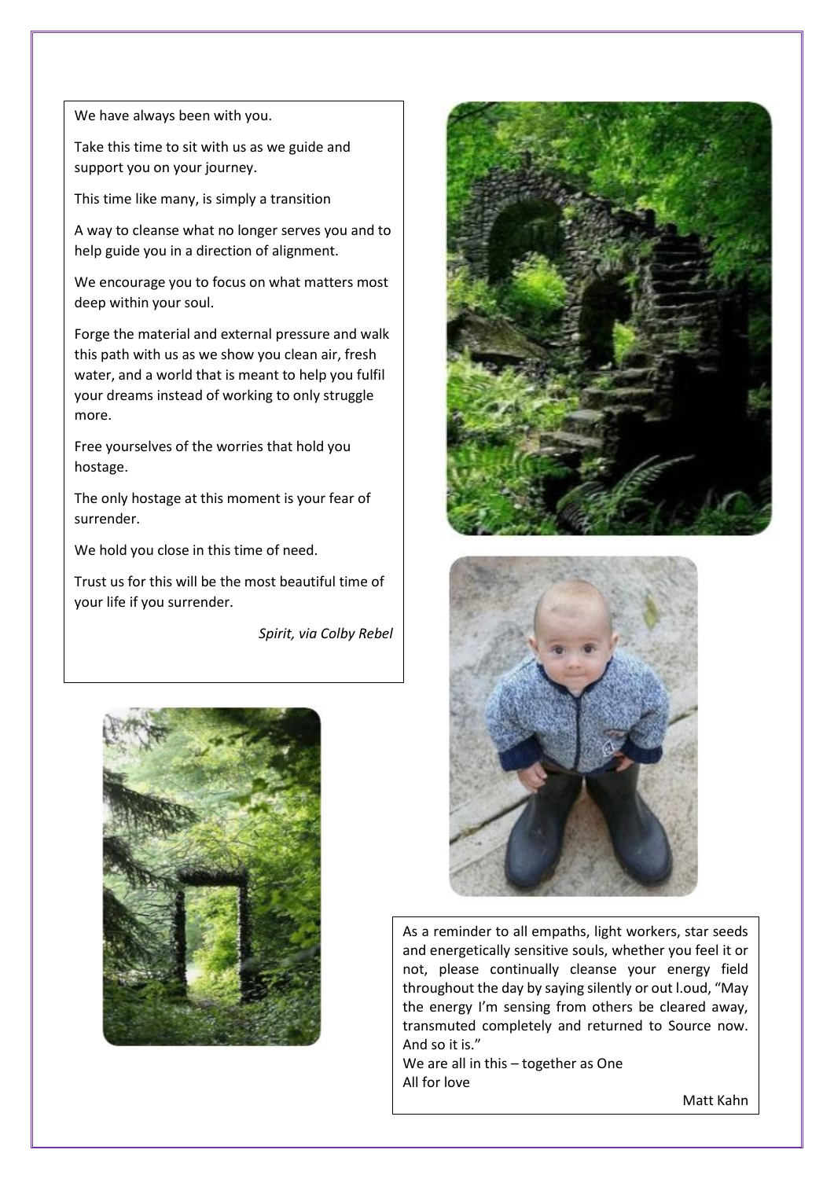We have always been with you.

Take this time to sit with us as we guide and support you on your journey.

This time like many, is simply a transition

A way to cleanse what no longer serves you and to help guide you in a direction of alignment.

We encourage you to focus on what matters most deep within your soul.

Forge the material and external pressure and walk this path with us as we show you clean air, fresh water, and a world that is meant to help you fulfil your dreams instead of working to only struggle more.

Free yourselves of the worries that hold you hostage.

The only hostage at this moment is your fear of surrender.

We hold you close in this time of need.

Trust us for this will be the most beautiful time of your life if you surrender.

*Spirit, via Colby Rebel*

As a reminder to all empaths, light workers, star seeds and energetically sensitive souls, whether you feel it or not, please continually cleanse your energy field throughout the day by saying silently or out l.oud, "May the energy I'm sensing from others be cleared away, transmuted completely and returned to Source now. And so it is."

We are all in this – together as One

All for love

Matt Kahn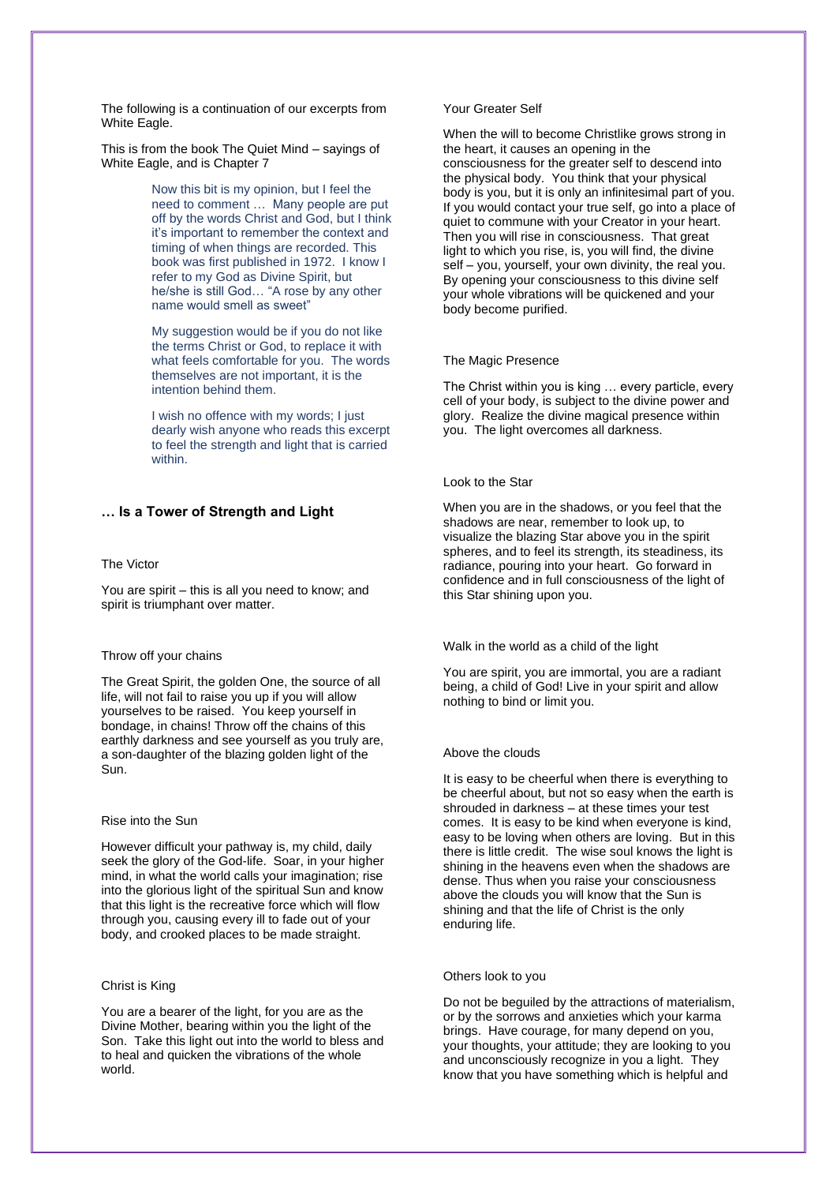The following is a continuation of our excerpts from White Eagle.

This is from the book The Quiet Mind – sayings of White Eagle, and is Chapter 7

> Now this bit is my opinion, but I feel the need to comment … Many people are put off by the words Christ and God, but I think it's important to remember the context and timing of when things are recorded. This book was first published in 1972. I know I refer to my God as Divine Spirit, but he/she is still God… "A rose by any other name would smell as sweet"
>
> My suggestion would be if you do not like the terms Christ or God, to replace it with what feels comfortable for you. The words themselves are not important, it is the intention behind them.
>
> I wish no offence with my words; I just dearly wish anyone who reads this excerpt to feel the strength and light that is carried within.

## … Is a Tower of Strength and Light

### The Victor

You are spirit – this is all you need to know; and spirit is triumphant over matter.

### Throw off your chains

The Great Spirit, the golden One, the source of all life, will not fail to raise you up if you will allow yourselves to be raised. You keep yourself in bondage, in chains! Throw off the chains of this earthly darkness and see yourself as you truly are, a son-daughter of the blazing golden light of the Sun.

### Rise into the Sun

However difficult your pathway is, my child, daily seek the glory of the God-life. Soar, in your higher mind, in what the world calls your imagination; rise into the glorious light of the spiritual Sun and know that this light is the recreative force which will flow through you, causing every ill to fade out of your body, and crooked places to be made straight.

### Christ is King

You are a bearer of the light, for you are as the Divine Mother, bearing within you the light of the Son. Take this light out into the world to bless and to heal and quicken the vibrations of the whole world.

### Your Greater Self

When the will to become Christlike grows strong in the heart, it causes an opening in the consciousness for the greater self to descend into the physical body. You think that your physical body is you, but it is only an infinitesimal part of you. If you would contact your true self, go into a place of quiet to commune with your Creator in your heart. Then you will rise in consciousness. That great light to which you rise, is, you will find, the divine self – you, yourself, your own divinity, the real you. By opening your consciousness to this divine self your whole vibrations will be quickened and your body become purified.

### The Magic Presence

The Christ within you is king … every particle, every cell of your body, is subject to the divine power and glory. Realize the divine magical presence within you. The light overcomes all darkness.

### Look to the Star

When you are in the shadows, or you feel that the shadows are near, remember to look up, to visualize the blazing Star above you in the spirit spheres, and to feel its strength, its steadiness, its radiance, pouring into your heart. Go forward in confidence and in full consciousness of the light of this Star shining upon you.

### Walk in the world as a child of the light

You are spirit, you are immortal, you are a radiant being, a child of God! Live in your spirit and allow nothing to bind or limit you.

### Above the clouds

It is easy to be cheerful when there is everything to be cheerful about, but not so easy when the earth is shrouded in darkness – at these times your test comes. It is easy to be kind when everyone is kind, easy to be loving when others are loving. But in this there is little credit. The wise soul knows the light is shining in the heavens even when the shadows are dense. Thus when you raise your consciousness above the clouds you will know that the Sun is shining and that the life of Christ is the only enduring life.

### Others look to you

Do not be beguiled by the attractions of materialism, or by the sorrows and anxieties which your karma brings. Have courage, for many depend on you, your thoughts, your attitude; they are looking to you and unconsciously recognize in you a light. They know that you have something which is helpful and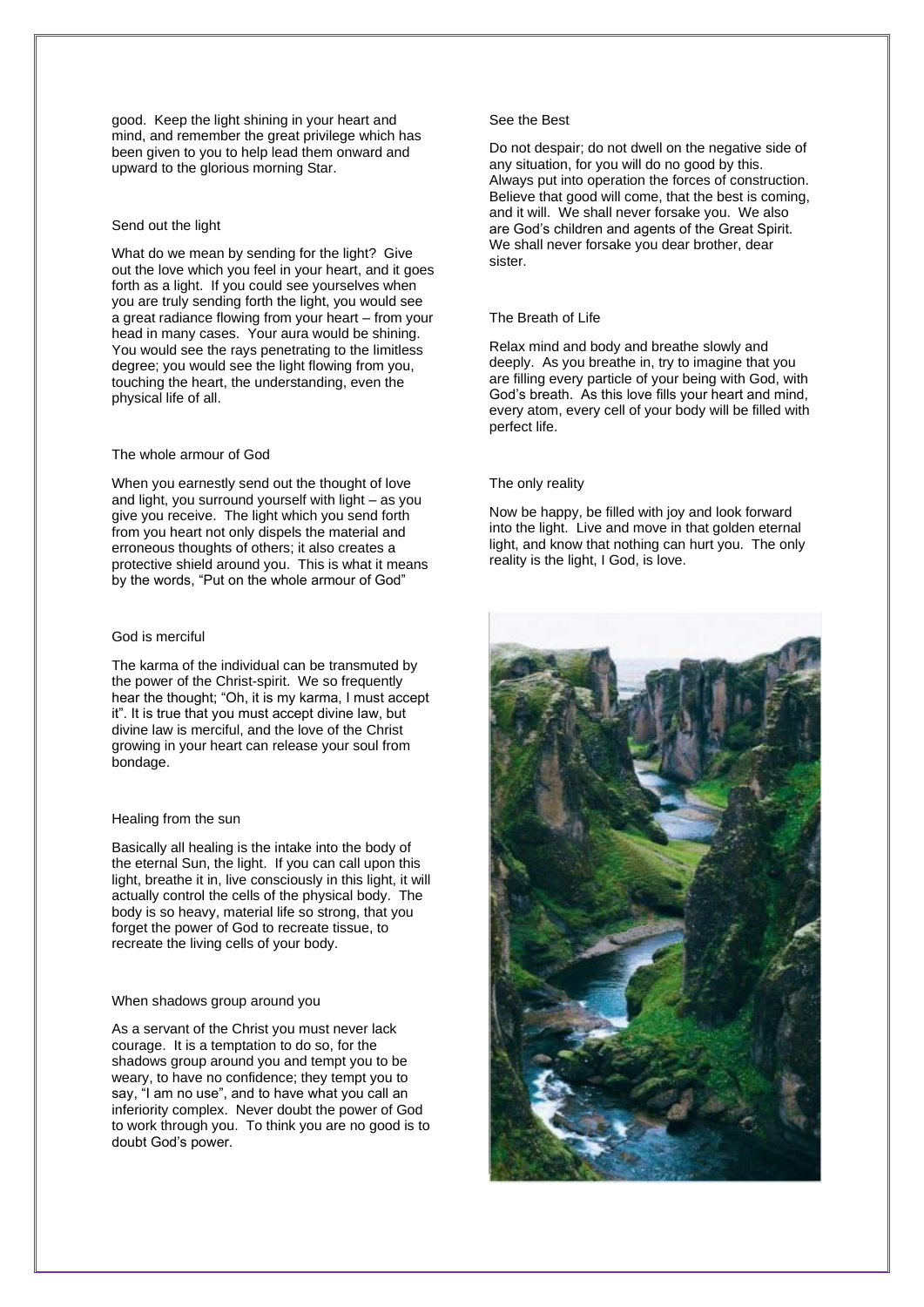good. Keep the light shining in your heart and mind, and remember the great privilege which has been given to you to help lead them onward and upward to the glorious morning Star.

### Send out the light

What do we mean by sending for the light? Give out the love which you feel in your heart, and it goes forth as a light. If you could see yourselves when you are truly sending forth the light, you would see a great radiance flowing from your heart – from your head in many cases. Your aura would be shining. You would see the rays penetrating to the limitless degree; you would see the light flowing from you, touching the heart, the understanding, even the physical life of all.

### The whole armour of God

When you earnestly send out the thought of love and light, you surround yourself with light – as you give you receive. The light which you send forth from you heart not only dispels the material and erroneous thoughts of others; it also creates a protective shield around you. This is what it means by the words, "Put on the whole armour of God"

### God is merciful

The karma of the individual can be transmuted by the power of the Christ-spirit. We so frequently hear the thought; "Oh, it is my karma, I must accept it". It is true that you must accept divine law, but divine law is merciful, and the love of the Christ growing in your heart can release your soul from bondage.

### Healing from the sun

Basically all healing is the intake into the body of the eternal Sun, the light. If you can call upon this light, breathe it in, live consciously in this light, it will actually control the cells of the physical body. The body is so heavy, material life so strong, that you forget the power of God to recreate tissue, to recreate the living cells of your body.

### When shadows group around you

As a servant of the Christ you must never lack courage. It is a temptation to do so, for the shadows group around you and tempt you to be weary, to have no confidence; they tempt you to say, "I am no use", and to have what you call an inferiority complex. Never doubt the power of God to work through you. To think you are no good is to doubt God's power.

### See the Best

Do not despair; do not dwell on the negative side of any situation, for you will do no good by this. Always put into operation the forces of construction. Believe that good will come, that the best is coming, and it will. We shall never forsake you. We also are God's children and agents of the Great Spirit. We shall never forsake you dear brother, dear sister.

### The Breath of Life

Relax mind and body and breathe slowly and deeply. As you breathe in, try to imagine that you are filling every particle of your being with God, with God's breath. As this love fills your heart and mind, every atom, every cell of your body will be filled with perfect life.

### The only reality

Now be happy, be filled with joy and look forward into the light. Live and move in that golden eternal light, and know that nothing can hurt you. The only reality is the light, I God, is love.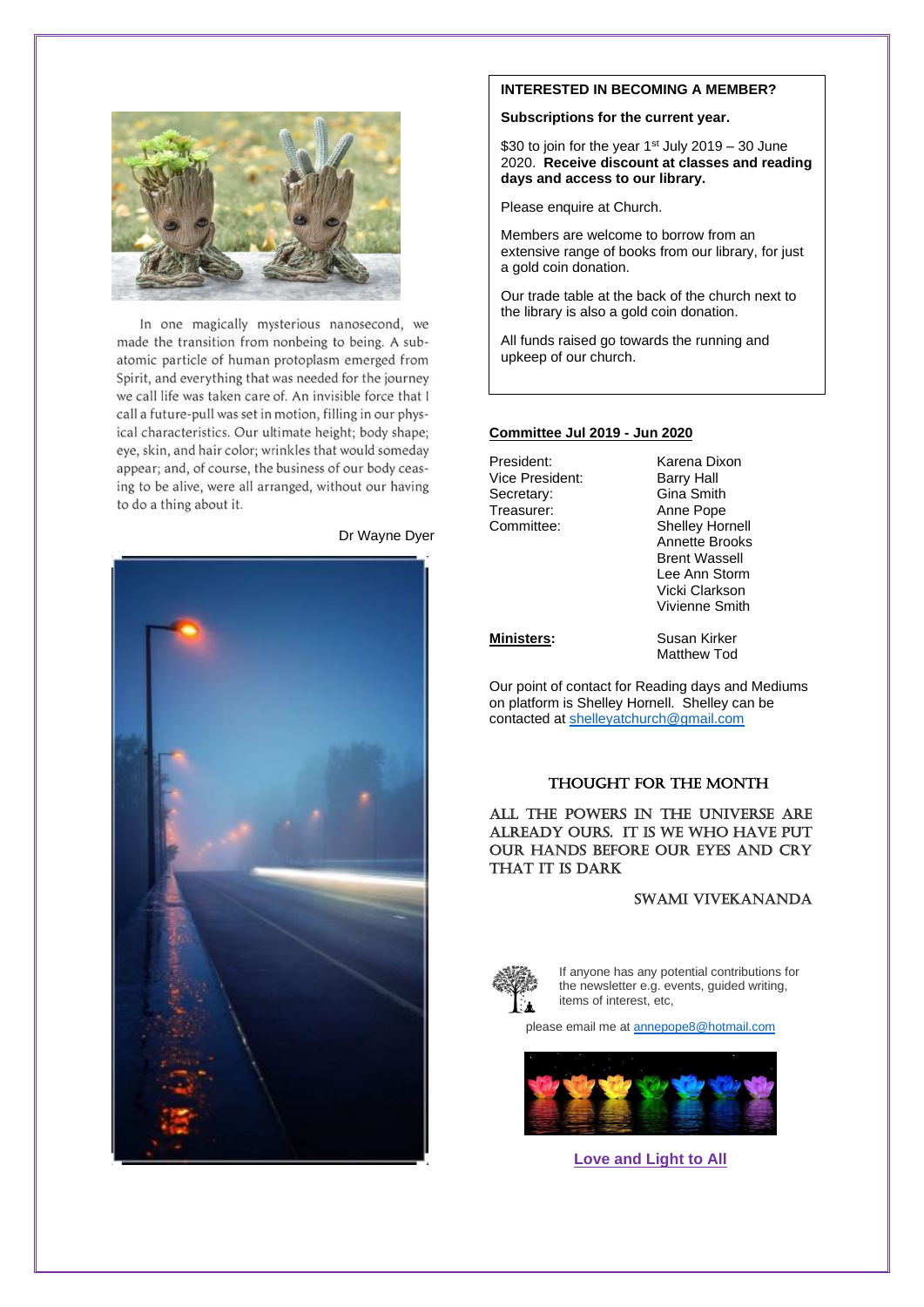In one magically mysterious nanosecond, we made the transition from nonbeing to being. A subatomic particle of human protoplasm emerged from Spirit, and everything that was needed for the journey we call life was taken care of. An invisible force that I call a future-pull was set in motion, filling in our physical characteristics. Our ultimate height; body shape; eye, skin, and hair color; wrinkles that would someday appear; and, of course, the business of our body ceasing to be alive, were all arranged, without our having to do a thing about it.

Dr Wayne Dyer

**INTERESTED IN BECOMING A MEMBER?**

**Subscriptions for the current year.**

$30 to join for the year 1st July 2019 – 30 June 2020. **Receive discount at classes and reading days and access to our library.**

Please enquire at Church.

Members are welcome to borrow from an extensive range of books from our library, for just a gold coin donation.

Our trade table at the back of the church next to the library is also a gold coin donation.

All funds raised go towards the running and upkeep of our church.

**Committee Jul 2019 - Jun 2020**

| | |
|---|---|
| President: | Karena Dixon |
| Vice President: | Barry Hall |
| Secretary: | Gina Smith |
| Treasurer: | Anne Pope |
| Committee: | Shelley Hornell |
| | Annette Brooks |
| | Brent Wassell |
| | Lee Ann Storm |
| | Vicki Clarkson |
| | Vivienne Smith |
| **Ministers:** | Susan Kirker |
| | Matthew Tod |

Our point of contact for Reading days and Mediums on platform is Shelley Hornell. Shelley can be contacted at shelleyatchurch@gmail.com

## THOUGHT FOR THE MONTH

ALL THE POWERS IN THE UNIVERSE ARE ALREADY OURS. IT IS WE WHO HAVE PUT OUR HANDS BEFORE OUR EYES AND CRY THAT IT IS DARK

SWAMI VIVEKANANDA

If anyone has any potential contributions for the newsletter e.g. events, guided writing, items of interest, etc,

please email me at annepope8@hotmail.com

**Love and Light to All**